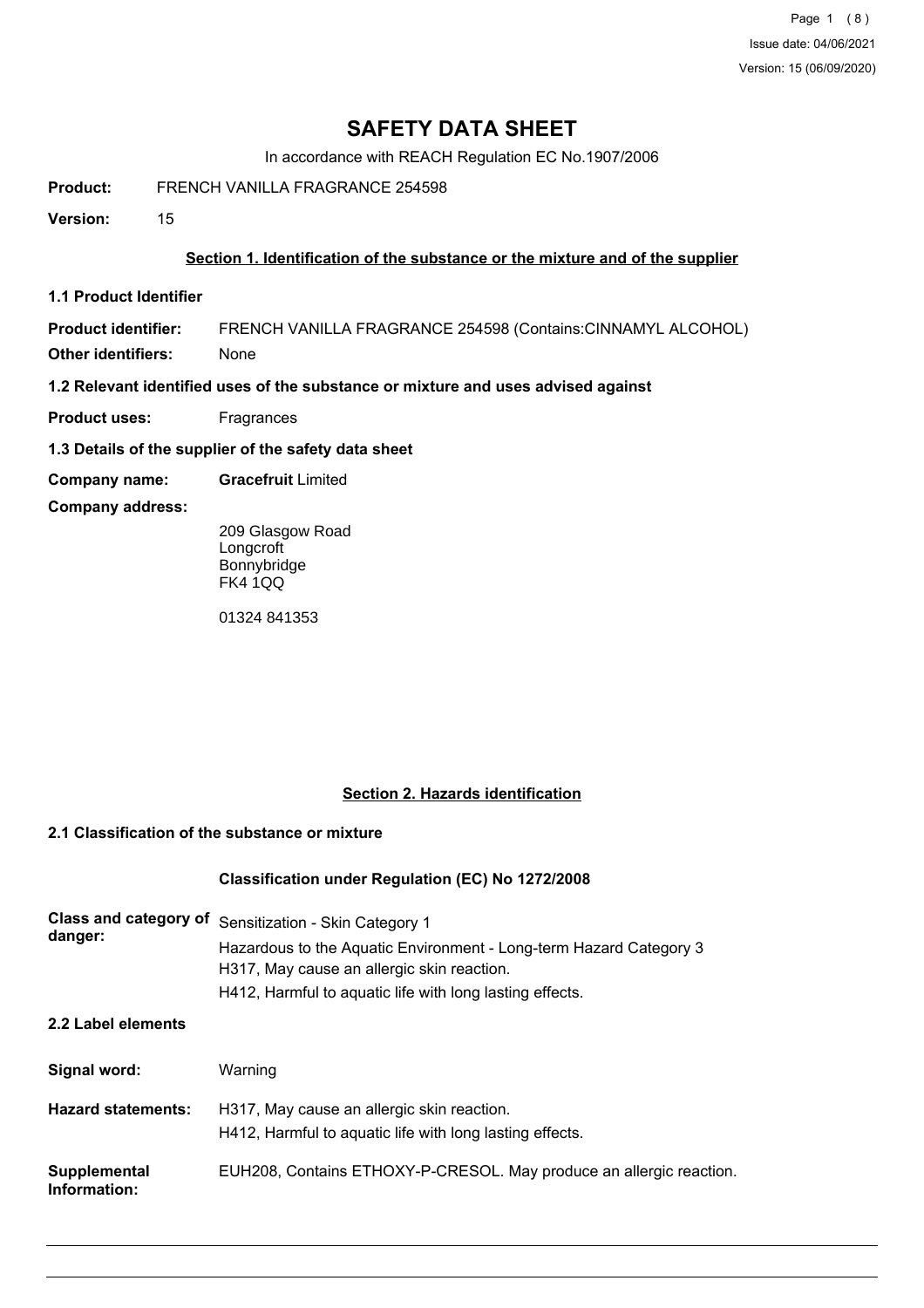# SAFETY DATA SHEET

In accordance with REACH Regulation EC No.1907/2006

**Product:** FRENCH VANILLA FRAGRANCE 254598

**Version:** 15

## Section 1. Identification of the substance or the mixture and of the supplier

### 1.1 Product Identifier

**Product identifier:** FRENCH VANILLA FRAGRANCE 254598 (Contains:CINNAMYL ALCOHOL)

**Other identifiers:** None

### 1.2 Relevant identified uses of the substance or mixture and uses advised against

**Product uses:** Fragrances

### 1.3 Details of the supplier of the safety data sheet

**Company name:** **Gracefruit** Limited

**Company address:**

209 Glasgow Road
Longcroft
Bonnybridge
FK4 1QQ

01324 841353

## Section 2. Hazards identification

### 2.1 Classification of the substance or mixture

**Classification under Regulation (EC) No 1272/2008**

**Class and category of danger:**
Sensitization - Skin Category 1
Hazardous to the Aquatic Environment - Long-term Hazard Category 3
H317, May cause an allergic skin reaction.
H412, Harmful to aquatic life with long lasting effects.

### 2.2 Label elements

**Signal word:** Warning

**Hazard statements:**
H317, May cause an allergic skin reaction.
H412, Harmful to aquatic life with long lasting effects.

**Supplemental Information:** EUH208, Contains ETHOXY-P-CRESOL. May produce an allergic reaction.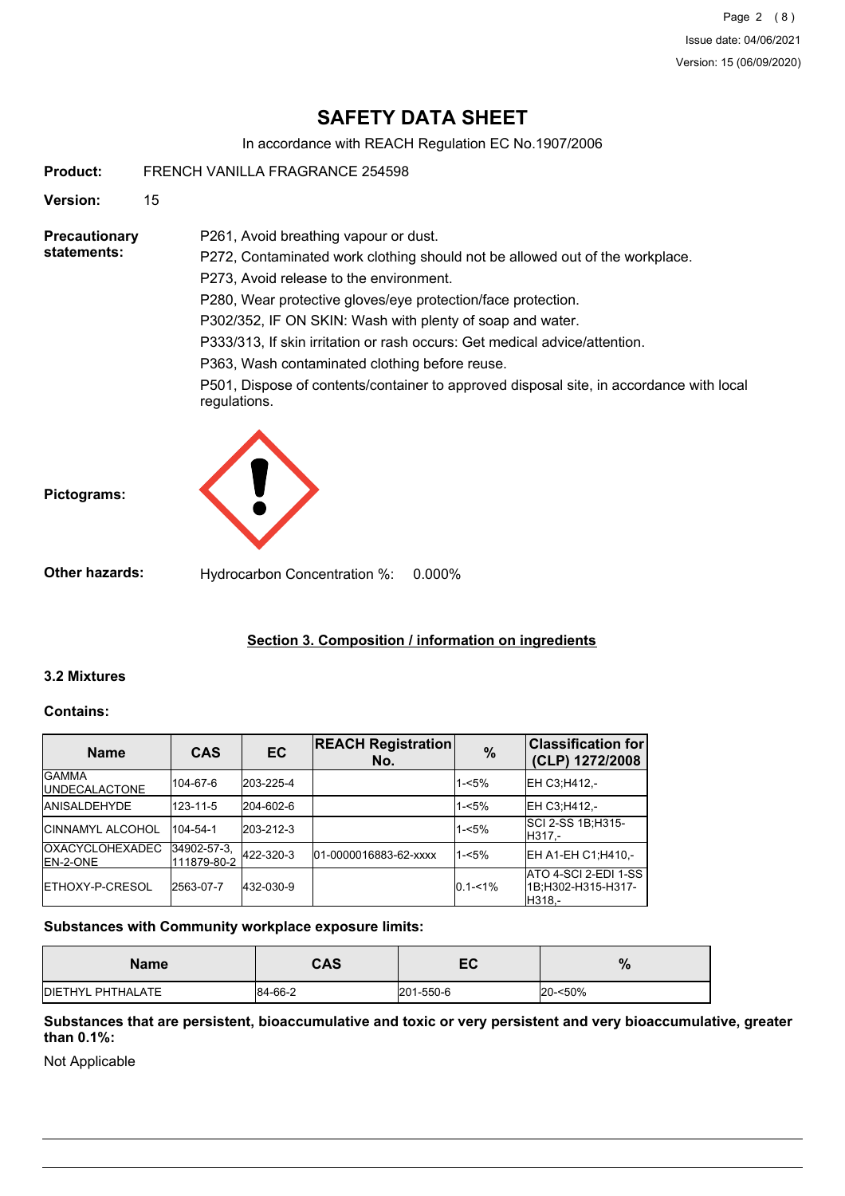# SAFETY DATA SHEET

In accordance with REACH Regulation EC No.1907/2006

**Product:** FRENCH VANILLA FRAGRANCE 254598

**Version:** 15

**Precautionary statements:**

P261, Avoid breathing vapour or dust.

P272, Contaminated work clothing should not be allowed out of the workplace.

P273, Avoid release to the environment.

P280, Wear protective gloves/eye protection/face protection.

P302/352, IF ON SKIN: Wash with plenty of soap and water.

P333/313, If skin irritation or rash occurs: Get medical advice/attention.

P363, Wash contaminated clothing before reuse.

P501, Dispose of contents/container to approved disposal site, in accordance with local regulations.

**Pictograms:**

**Other hazards:** Hydrocarbon Concentration %: 0.000%

## Section 3. Composition / information on ingredients

### 3.2 Mixtures

**Contains:**

| Name | CAS | EC | REACH Registration No. | % | Classification for (CLP) 1272/2008 |
|---|---|---|---|---|---|
| GAMMA UNDECALACTONE | 104-67-6 | 203-225-4 | | 1-<5% | EH C3;H412,- |
| ANISALDEHYDE | 123-11-5 | 204-602-6 | | 1-<5% | EH C3;H412,- |
| CINNAMYL ALCOHOL | 104-54-1 | 203-212-3 | | 1-<5% | SCI 2-SS 1B;H315-H317,- |
| OXACYCLOHEXADECEN-2-ONE | 34902-57-3, 111879-80-2 | 422-320-3 | 01-0000016883-62-xxxx | 1-<5% | EH A1-EH C1;H410,- |
| ETHOXY-P-CRESOL | 2563-07-7 | 432-030-9 | | 0.1-<1% | ATO 4-SCI 2-EDI 1-SS 1B;H302-H315-H317-H318,- |

**Substances with Community workplace exposure limits:**

| Name | CAS | EC | % |
|---|---|---|---|
| DIETHYL PHTHALATE | 84-66-2 | 201-550-6 | 20-<50% |

**Substances that are persistent, bioaccumulative and toxic or very persistent and very bioaccumulative, greater than 0.1%:**

Not Applicable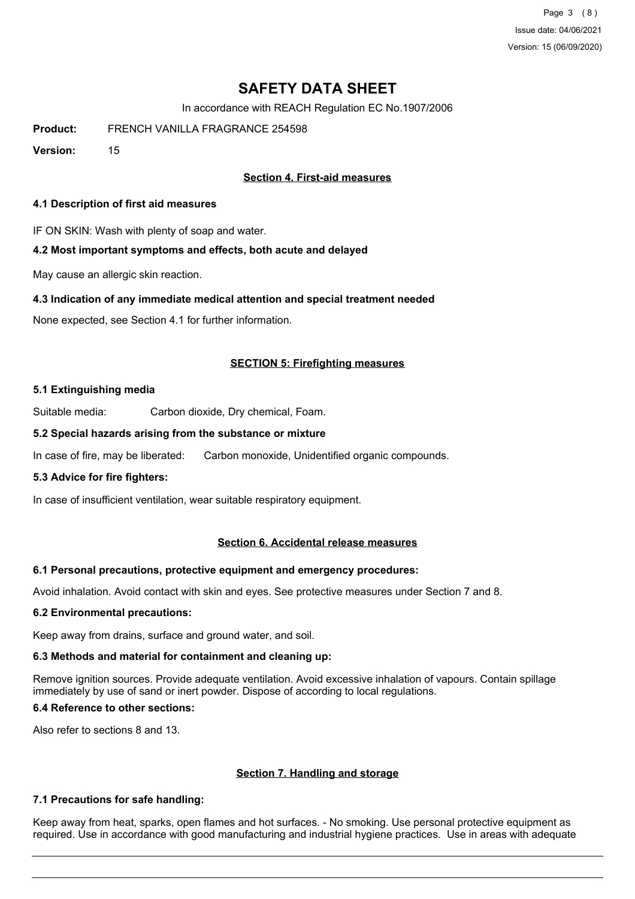# SAFETY DATA SHEET

In accordance with REACH Regulation EC No.1907/2006

**Product:** FRENCH VANILLA FRAGRANCE 254598

**Version:** 15

## Section 4. First-aid measures

### 4.1 Description of first aid measures

IF ON SKIN: Wash with plenty of soap and water.

### 4.2 Most important symptoms and effects, both acute and delayed

May cause an allergic skin reaction.

### 4.3 Indication of any immediate medical attention and special treatment needed

None expected, see Section 4.1 for further information.

## SECTION 5: Firefighting measures

### 5.1 Extinguishing media

Suitable media: Carbon dioxide, Dry chemical, Foam.

### 5.2 Special hazards arising from the substance or mixture

In case of fire, may be liberated: Carbon monoxide, Unidentified organic compounds.

### 5.3 Advice for fire fighters:

In case of insufficient ventilation, wear suitable respiratory equipment.

## Section 6. Accidental release measures

### 6.1 Personal precautions, protective equipment and emergency procedures:

Avoid inhalation. Avoid contact with skin and eyes. See protective measures under Section 7 and 8.

### 6.2 Environmental precautions:

Keep away from drains, surface and ground water, and soil.

### 6.3 Methods and material for containment and cleaning up:

Remove ignition sources. Provide adequate ventilation. Avoid excessive inhalation of vapours. Contain spillage immediately by use of sand or inert powder. Dispose of according to local regulations.

### 6.4 Reference to other sections:

Also refer to sections 8 and 13.

## Section 7. Handling and storage

### 7.1 Precautions for safe handling:

Keep away from heat, sparks, open flames and hot surfaces. - No smoking. Use personal protective equipment as required. Use in accordance with good manufacturing and industrial hygiene practices. Use in areas with adequate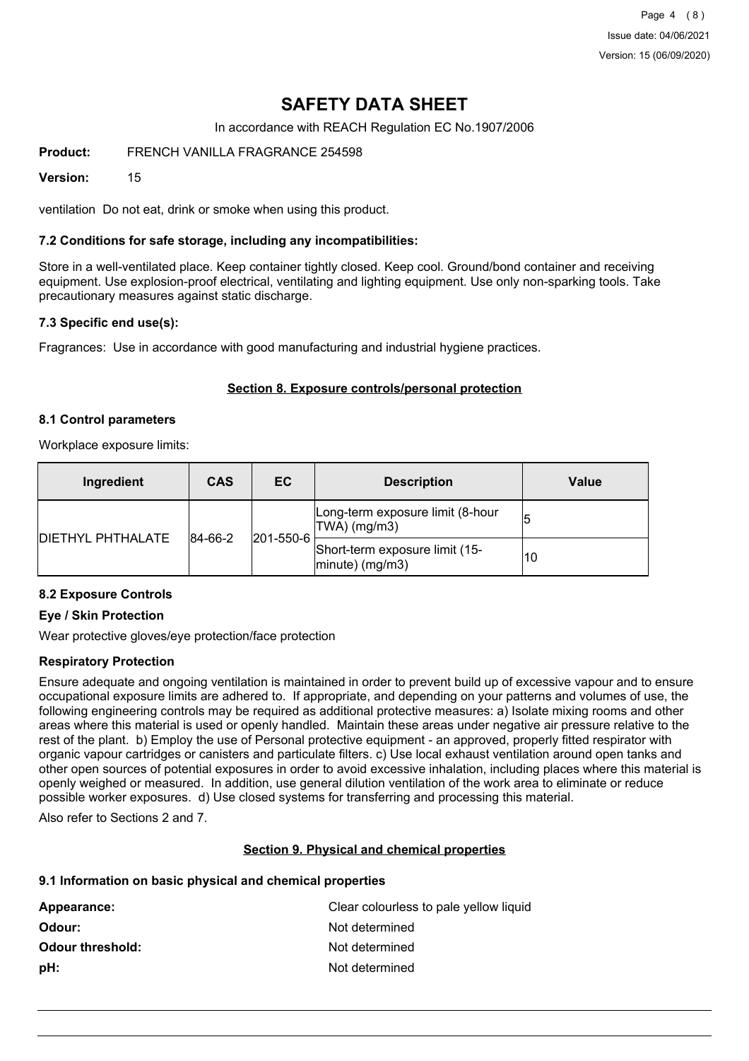# SAFETY DATA SHEET

In accordance with REACH Regulation EC No.1907/2006

**Product:** FRENCH VANILLA FRAGRANCE 254598

**Version:** 15

ventilation Do not eat, drink or smoke when using this product.

### 7.2 Conditions for safe storage, including any incompatibilities:

Store in a well-ventilated place. Keep container tightly closed. Keep cool. Ground/bond container and receiving equipment. Use explosion-proof electrical, ventilating and lighting equipment. Use only non-sparking tools. Take precautionary measures against static discharge.

### 7.3 Specific end use(s):

Fragrances: Use in accordance with good manufacturing and industrial hygiene practices.

## Section 8. Exposure controls/personal protection

### 8.1 Control parameters

Workplace exposure limits:

| Ingredient | CAS | EC | Description | Value |
|---|---|---|---|---|
| DIETHYL PHTHALATE | 84-66-2 | 201-550-6 | Long-term exposure limit (8-hour TWA) (mg/m3) | 5 |
| | | | Short-term exposure limit (15-minute) (mg/m3) | 10 |

### 8.2 Exposure Controls

#### Eye / Skin Protection

Wear protective gloves/eye protection/face protection

#### Respiratory Protection

Ensure adequate and ongoing ventilation is maintained in order to prevent build up of excessive vapour and to ensure occupational exposure limits are adhered to. If appropriate, and depending on your patterns and volumes of use, the following engineering controls may be required as additional protective measures: a) Isolate mixing rooms and other areas where this material is used or openly handled. Maintain these areas under negative air pressure relative to the rest of the plant. b) Employ the use of Personal protective equipment - an approved, properly fitted respirator with organic vapour cartridges or canisters and particulate filters. c) Use local exhaust ventilation around open tanks and other open sources of potential exposures in order to avoid excessive inhalation, including places where this material is openly weighed or measured. In addition, use general dilution ventilation of the work area to eliminate or reduce possible worker exposures. d) Use closed systems for transferring and processing this material.

Also refer to Sections 2 and 7.

## Section 9. Physical and chemical properties

### 9.1 Information on basic physical and chemical properties

**Appearance:** Clear colourless to pale yellow liquid

**Odour:** Not determined

**Odour threshold:** Not determined

**pH:** Not determined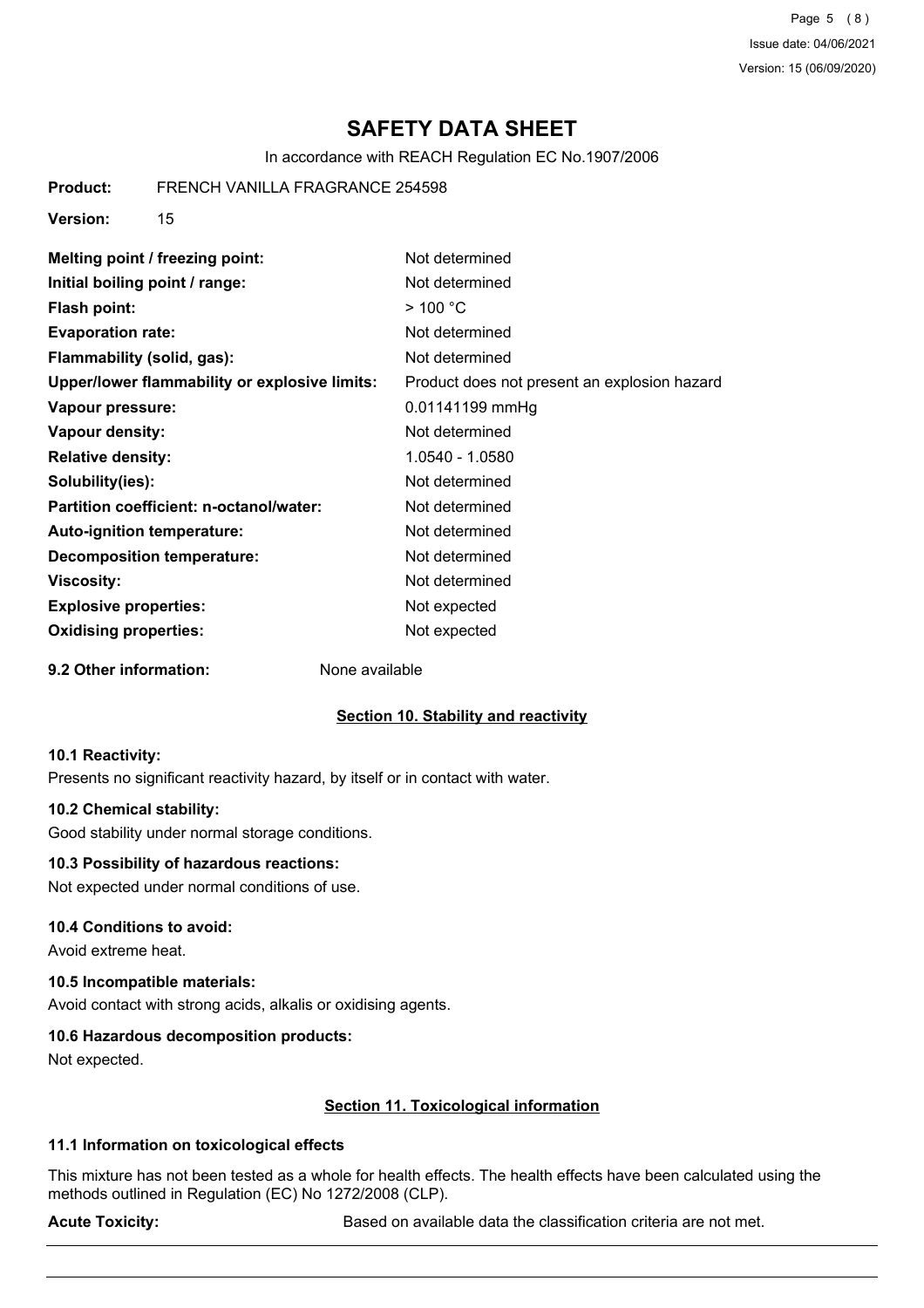# SAFETY DATA SHEET

In accordance with REACH Regulation EC No.1907/2006

**Product:** FRENCH VANILLA FRAGRANCE 254598

**Version:** 15

| | |
|---|---|
| **Melting point / freezing point:** | Not determined |
| **Initial boiling point / range:** | Not determined |
| **Flash point:** | > 100 °C |
| **Evaporation rate:** | Not determined |
| **Flammability (solid, gas):** | Not determined |
| **Upper/lower flammability or explosive limits:** | Product does not present an explosion hazard |
| **Vapour pressure:** | 0.01141199 mmHg |
| **Vapour density:** | Not determined |
| **Relative density:** | 1.0540 - 1.0580 |
| **Solubility(ies):** | Not determined |
| **Partition coefficient: n-octanol/water:** | Not determined |
| **Auto-ignition temperature:** | Not determined |
| **Decomposition temperature:** | Not determined |
| **Viscosity:** | Not determined |
| **Explosive properties:** | Not expected |
| **Oxidising properties:** | Not expected |

**9.2 Other information:** None available

## Section 10. Stability and reactivity

### 10.1 Reactivity:

Presents no significant reactivity hazard, by itself or in contact with water.

### 10.2 Chemical stability:

Good stability under normal storage conditions.

### 10.3 Possibility of hazardous reactions:

Not expected under normal conditions of use.

### 10.4 Conditions to avoid:

Avoid extreme heat.

### 10.5 Incompatible materials:

Avoid contact with strong acids, alkalis or oxidising agents.

### 10.6 Hazardous decomposition products:

Not expected.

## Section 11. Toxicological information

### 11.1 Information on toxicological effects

This mixture has not been tested as a whole for health effects. The health effects have been calculated using the methods outlined in Regulation (EC) No 1272/2008 (CLP).

**Acute Toxicity:** Based on available data the classification criteria are not met.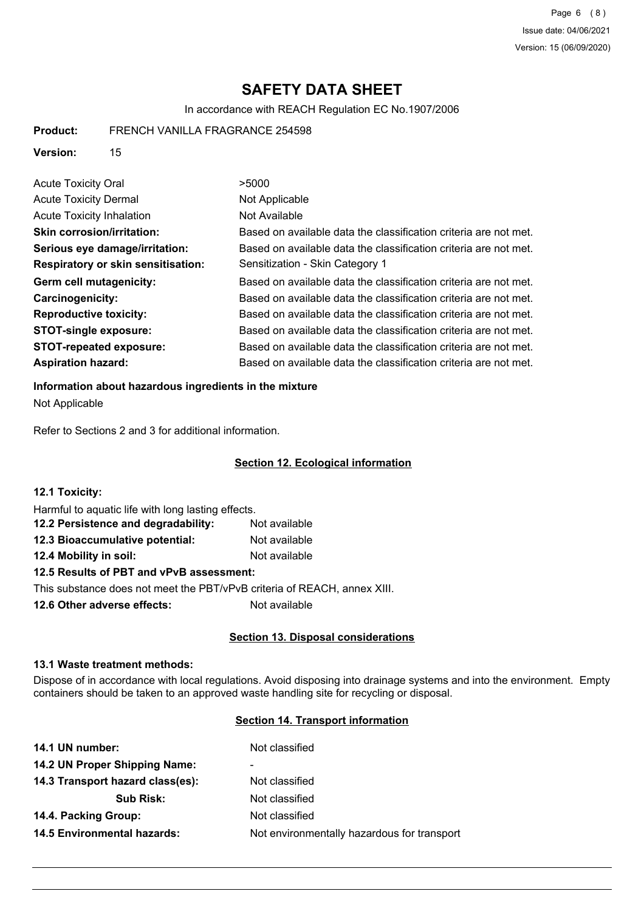| | |
|---|---|
| Acute Toxicity Oral | >5000 |
| Acute Toxicity Dermal | Not Applicable |
| Acute Toxicity Inhalation | Not Available |
| **Skin corrosion/irritation:** | Based on available data the classification criteria are not met. |
| **Serious eye damage/irritation:** | Based on available data the classification criteria are not met. |
| **Respiratory or skin sensitisation:** | Sensitization - Skin Category 1 |
| **Germ cell mutagenicity:** | Based on available data the classification criteria are not met. |
| **Carcinogenicity:** | Based on available data the classification criteria are not met. |
| **Reproductive toxicity:** | Based on available data the classification criteria are not met. |
| **STOT-single exposure:** | Based on available data the classification criteria are not met. |
| **STOT-repeated exposure:** | Based on available data the classification criteria are not met. |
| **Aspiration hazard:** | Based on available data the classification criteria are not met. |

**Information about hazardous ingredients in the mixture**

Not Applicable

Refer to Sections 2 and 3 for additional information.

## Section 12. Ecological information

**12.1 Toxicity:**

Harmful to aquatic life with long lasting effects.

**12.2 Persistence and degradability:** Not available

**12.3 Bioaccumulative potential:** Not available

**12.4 Mobility in soil:** Not available

**12.5 Results of PBT and vPvB assessment:**

This substance does not meet the PBT/vPvB criteria of REACH, annex XIII.

**12.6 Other adverse effects:** Not available

## Section 13. Disposal considerations

**13.1 Waste treatment methods:**

Dispose of in accordance with local regulations. Avoid disposing into drainage systems and into the environment. Empty containers should be taken to an approved waste handling site for recycling or disposal.

## Section 14. Transport information

| | |
|---|---|
| **14.1 UN number:** | Not classified |
| **14.2 UN Proper Shipping Name:** | - |
| **14.3 Transport hazard class(es):** | Not classified |
| **Sub Risk:** | Not classified |
| **14.4. Packing Group:** | Not classified |
| **14.5 Environmental hazards:** | Not environmentally hazardous for transport |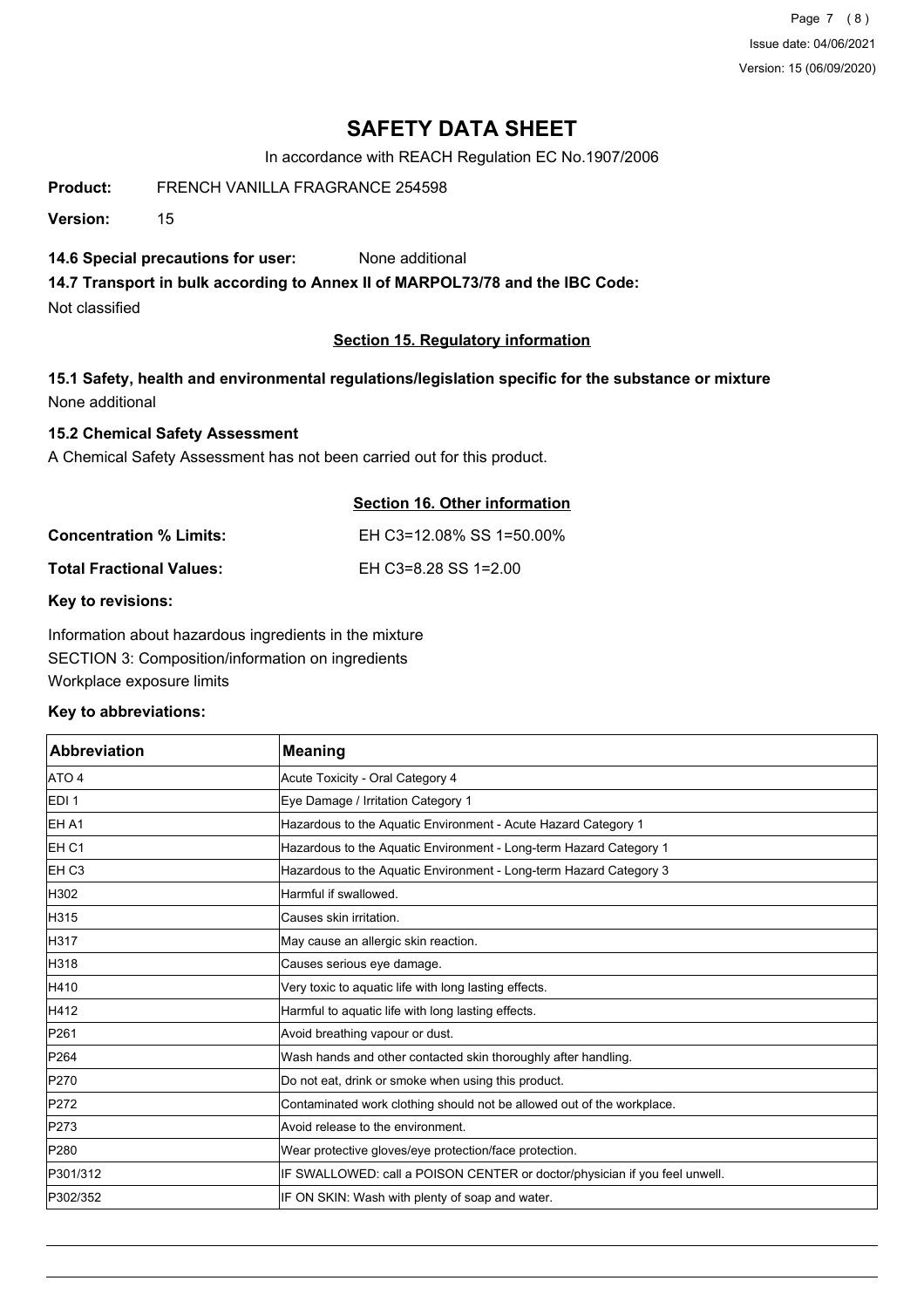# SAFETY DATA SHEET

In accordance with REACH Regulation EC No.1907/2006

**Product:** FRENCH VANILLA FRAGRANCE 254598

**Version:** 15

**14.6 Special precautions for user:** None additional

**14.7 Transport in bulk according to Annex II of MARPOL73/78 and the IBC Code:**

Not classified

## Section 15. Regulatory information

### 15.1 Safety, health and environmental regulations/legislation specific for the substance or mixture

None additional

### 15.2 Chemical Safety Assessment

A Chemical Safety Assessment has not been carried out for this product.

## Section 16. Other information

**Concentration % Limits:** EH C3=12.08% SS 1=50.00%

**Total Fractional Values:** EH C3=8.28 SS 1=2.00

**Key to revisions:**

Information about hazardous ingredients in the mixture

SECTION 3: Composition/information on ingredients

Workplace exposure limits

**Key to abbreviations:**

| Abbreviation | Meaning |
|---|---|
| ATO 4 | Acute Toxicity - Oral Category 4 |
| EDI 1 | Eye Damage / Irritation Category 1 |
| EH A1 | Hazardous to the Aquatic Environment - Acute Hazard Category 1 |
| EH C1 | Hazardous to the Aquatic Environment - Long-term Hazard Category 1 |
| EH C3 | Hazardous to the Aquatic Environment - Long-term Hazard Category 3 |
| H302 | Harmful if swallowed. |
| H315 | Causes skin irritation. |
| H317 | May cause an allergic skin reaction. |
| H318 | Causes serious eye damage. |
| H410 | Very toxic to aquatic life with long lasting effects. |
| H412 | Harmful to aquatic life with long lasting effects. |
| P261 | Avoid breathing vapour or dust. |
| P264 | Wash hands and other contacted skin thoroughly after handling. |
| P270 | Do not eat, drink or smoke when using this product. |
| P272 | Contaminated work clothing should not be allowed out of the workplace. |
| P273 | Avoid release to the environment. |
| P280 | Wear protective gloves/eye protection/face protection. |
| P301/312 | IF SWALLOWED: call a POISON CENTER or doctor/physician if you feel unwell. |
| P302/352 | IF ON SKIN: Wash with plenty of soap and water. |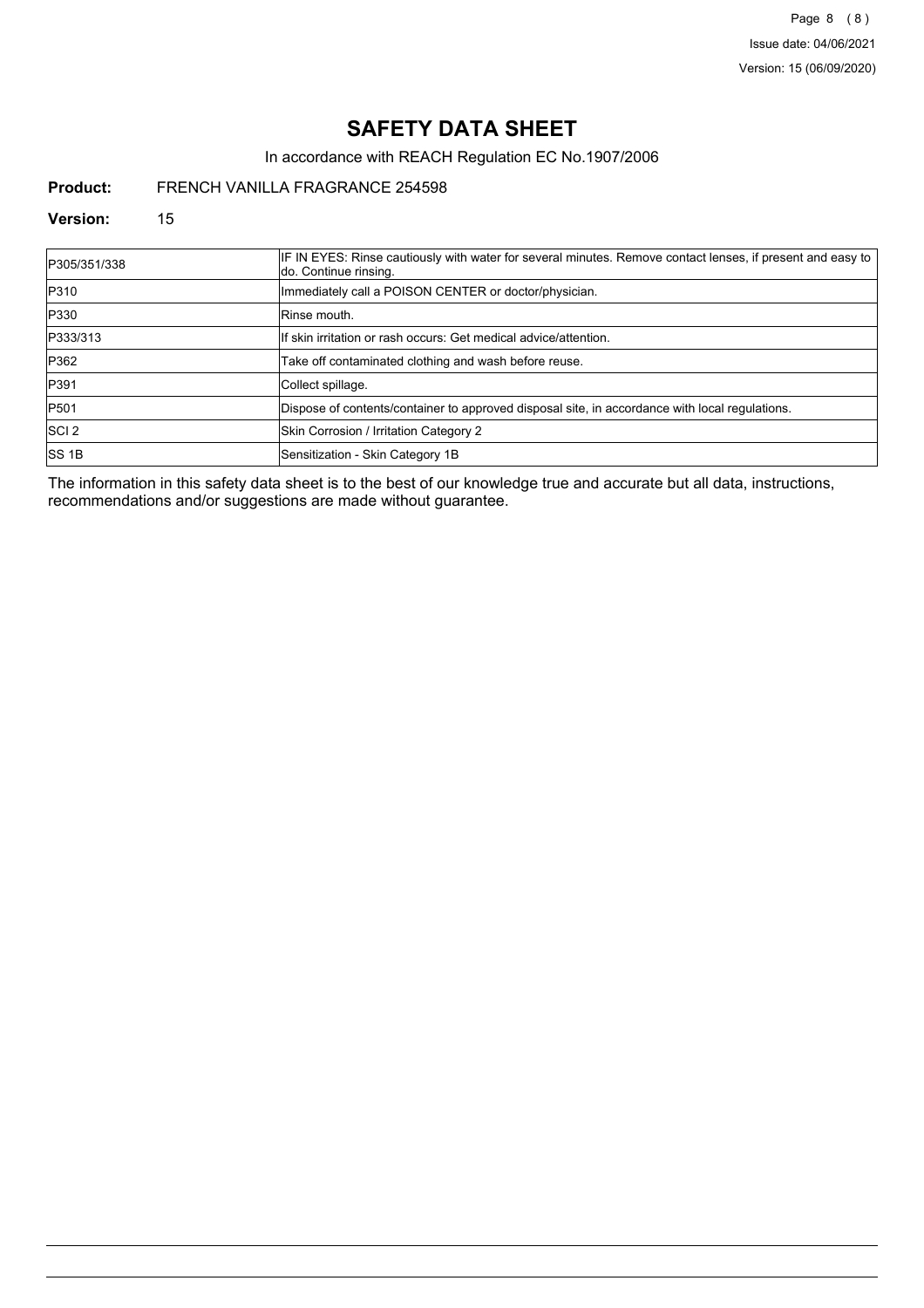# SAFETY DATA SHEET

In accordance with REACH Regulation EC No.1907/2006

**Product:** FRENCH VANILLA FRAGRANCE 254598

**Version:** 15

| | |
|---|---|
| P305/351/338 | IF IN EYES: Rinse cautiously with water for several minutes. Remove contact lenses, if present and easy to do. Continue rinsing. |
| P310 | Immediately call a POISON CENTER or doctor/physician. |
| P330 | Rinse mouth. |
| P333/313 | If skin irritation or rash occurs: Get medical advice/attention. |
| P362 | Take off contaminated clothing and wash before reuse. |
| P391 | Collect spillage. |
| P501 | Dispose of contents/container to approved disposal site, in accordance with local regulations. |
| SCI 2 | Skin Corrosion / Irritation Category 2 |
| SS 1B | Sensitization - Skin Category 1B |

The information in this safety data sheet is to the best of our knowledge true and accurate but all data, instructions, recommendations and/or suggestions are made without guarantee.